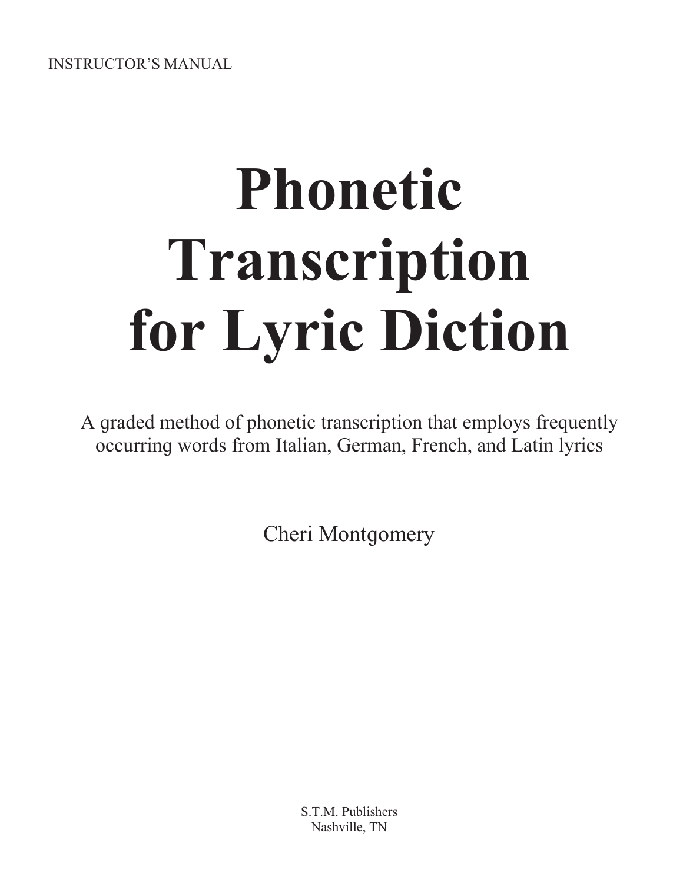INSTRUCTOR'S MANUAL

# Phonetic Transcription for Lyric Diction

A graded method of phonetic transcription that employs frequently occurring words from Italian, German, French, and Latin lyrics

Cheri Montgomery

S.T.M. Publishers
Nashville, TN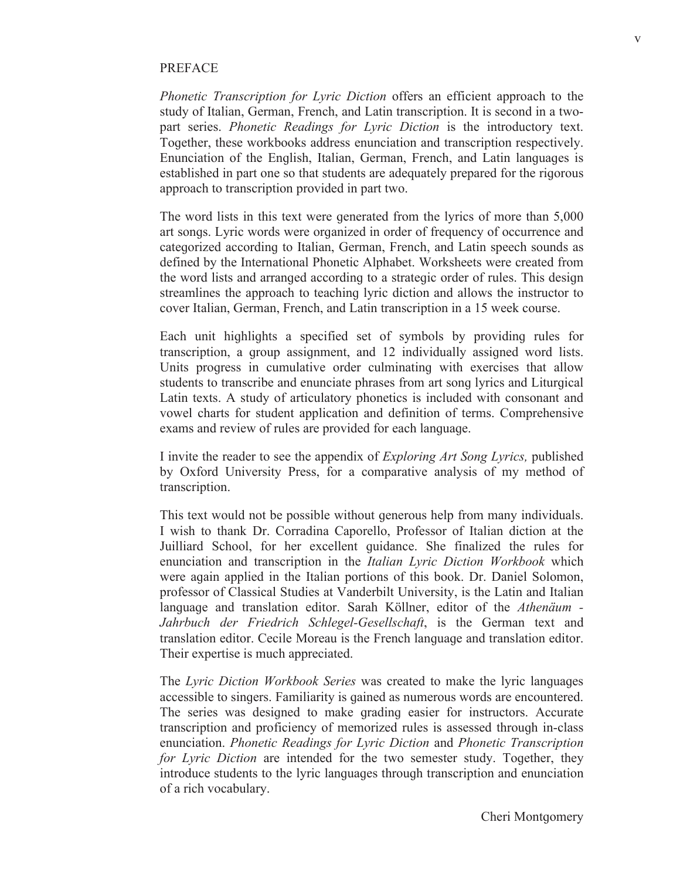# PREFACE

*Phonetic Transcription for Lyric Diction* offers an efficient approach to the study of Italian, German, French, and Latin transcription. It is second in a two-part series. *Phonetic Readings for Lyric Diction* is the introductory text. Together, these workbooks address enunciation and transcription respectively. Enunciation of the English, Italian, German, French, and Latin languages is established in part one so that students are adequately prepared for the rigorous approach to transcription provided in part two.

The word lists in this text were generated from the lyrics of more than 5,000 art songs. Lyric words were organized in order of frequency of occurrence and categorized according to Italian, German, French, and Latin speech sounds as defined by the International Phonetic Alphabet. Worksheets were created from the word lists and arranged according to a strategic order of rules. This design streamlines the approach to teaching lyric diction and allows the instructor to cover Italian, German, French, and Latin transcription in a 15 week course.

Each unit highlights a specified set of symbols by providing rules for transcription, a group assignment, and 12 individually assigned word lists. Units progress in cumulative order culminating with exercises that allow students to transcribe and enunciate phrases from art song lyrics and Liturgical Latin texts. A study of articulatory phonetics is included with consonant and vowel charts for student application and definition of terms. Comprehensive exams and review of rules are provided for each language.

I invite the reader to see the appendix of *Exploring Art Song Lyrics,* published by Oxford University Press, for a comparative analysis of my method of transcription.

This text would not be possible without generous help from many individuals. I wish to thank Dr. Corradina Caporello, Professor of Italian diction at the Juilliard School, for her excellent guidance. She finalized the rules for enunciation and transcription in the *Italian Lyric Diction Workbook* which were again applied in the Italian portions of this book. Dr. Daniel Solomon, professor of Classical Studies at Vanderbilt University, is the Latin and Italian language and translation editor. Sarah Köllner, editor of the *Athenäum - Jahrbuch der Friedrich Schlegel-Gesellschaft*, is the German text and translation editor. Cecile Moreau is the French language and translation editor. Their expertise is much appreciated.

The *Lyric Diction Workbook Series* was created to make the lyric languages accessible to singers. Familiarity is gained as numerous words are encountered. The series was designed to make grading easier for instructors. Accurate transcription and proficiency of memorized rules is assessed through in-class enunciation. *Phonetic Readings for Lyric Diction* and *Phonetic Transcription for Lyric Diction* are intended for the two semester study. Together, they introduce students to the lyric languages through transcription and enunciation of a rich vocabulary.

Cheri Montgomery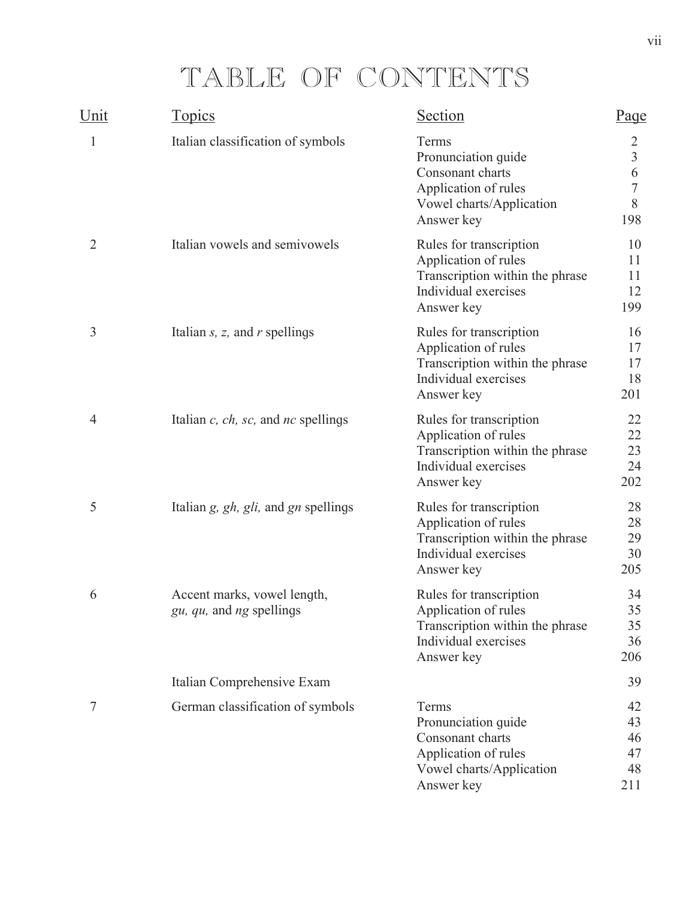# TABLE OF CONTENTS

| Unit | Topics | Section | Page |
|---|---|---|---|
| 1 | Italian classification of symbols | Terms | 2 |
| | | Pronunciation guide | 3 |
| | | Consonant charts | 6 |
| | | Application of rules | 7 |
| | | Vowel charts/Application | 8 |
| | | Answer key | 198 |
| 2 | Italian vowels and semivowels | Rules for transcription | 10 |
| | | Application of rules | 11 |
| | | Transcription within the phrase | 11 |
| | | Individual exercises | 12 |
| | | Answer key | 199 |
| 3 | Italian *s, z,* and *r* spellings | Rules for transcription | 16 |
| | | Application of rules | 17 |
| | | Transcription within the phrase | 17 |
| | | Individual exercises | 18 |
| | | Answer key | 201 |
| 4 | Italian *c, ch, sc,* and *nc* spellings | Rules for transcription | 22 |
| | | Application of rules | 22 |
| | | Transcription within the phrase | 23 |
| | | Individual exercises | 24 |
| | | Answer key | 202 |
| 5 | Italian *g, gh, gli,* and *gn* spellings | Rules for transcription | 28 |
| | | Application of rules | 28 |
| | | Transcription within the phrase | 29 |
| | | Individual exercises | 30 |
| | | Answer key | 205 |
| 6 | Accent marks, vowel length, *gu, qu,* and *ng* spellings | Rules for transcription | 34 |
| | | Application of rules | 35 |
| | | Transcription within the phrase | 35 |
| | | Individual exercises | 36 |
| | | Answer key | 206 |
| | Italian Comprehensive Exam | | 39 |
| 7 | German classification of symbols | Terms | 42 |
| | | Pronunciation guide | 43 |
| | | Consonant charts | 46 |
| | | Application of rules | 47 |
| | | Vowel charts/Application | 48 |
| | | Answer key | 211 |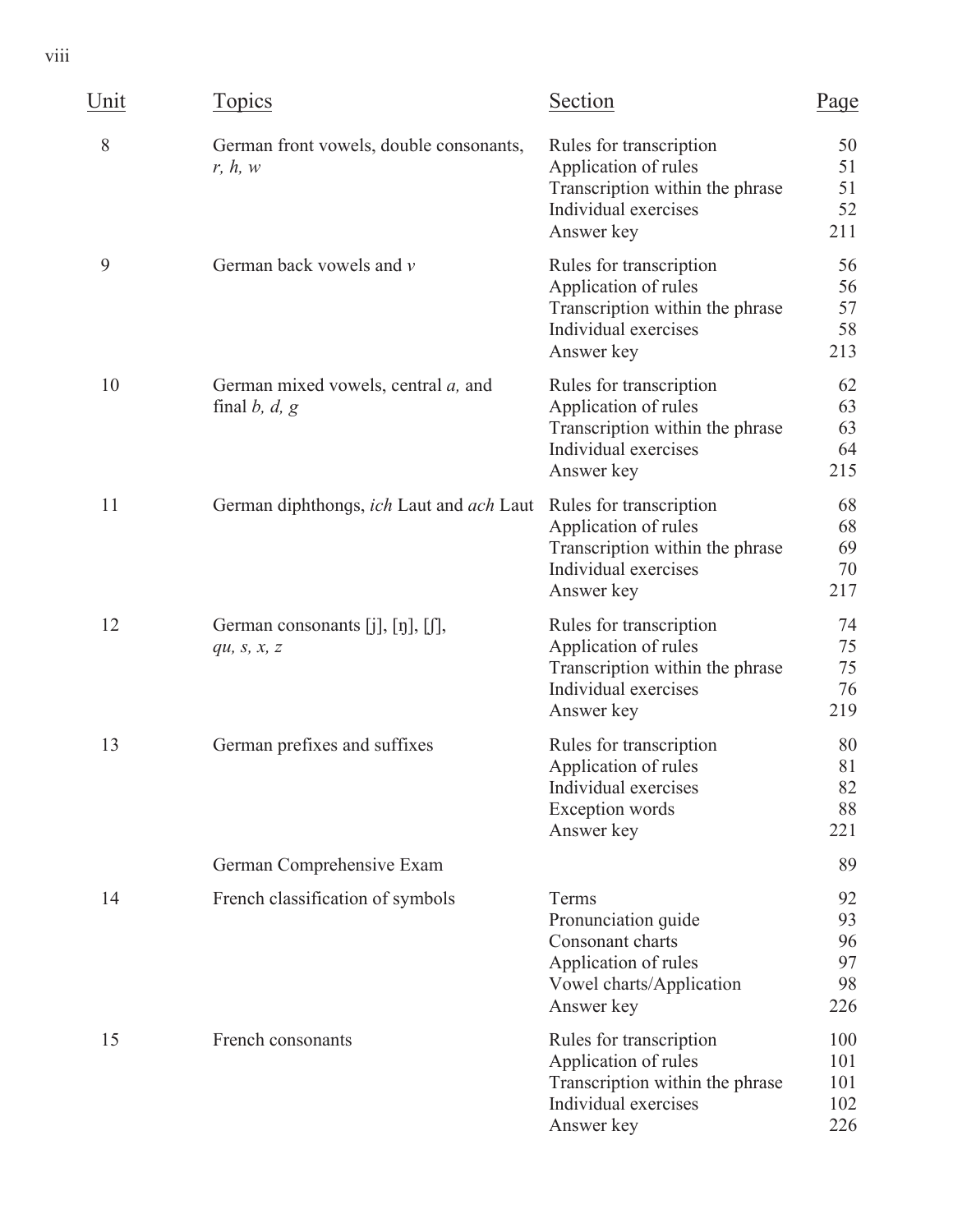| Unit | Topics | Section | Page |
|---|---|---|---|
| 8 | German front vowels, double consonants, *r, h, w* | Rules for transcription | 50 |
| | | Application of rules | 51 |
| | | Transcription within the phrase | 51 |
| | | Individual exercises | 52 |
| | | Answer key | 211 |
| 9 | German back vowels and *v* | Rules for transcription | 56 |
| | | Application of rules | 56 |
| | | Transcription within the phrase | 57 |
| | | Individual exercises | 58 |
| | | Answer key | 213 |
| 10 | German mixed vowels, central *a,* and final *b, d, g* | Rules for transcription | 62 |
| | | Application of rules | 63 |
| | | Transcription within the phrase | 63 |
| | | Individual exercises | 64 |
| | | Answer key | 215 |
| 11 | German diphthongs, *ich* Laut and *ach* Laut | Rules for transcription | 68 |
| | | Application of rules | 68 |
| | | Transcription within the phrase | 69 |
| | | Individual exercises | 70 |
| | | Answer key | 217 |
| 12 | German consonants [j], [ŋ], [ʃ], *qu, s, x, z* | Rules for transcription | 74 |
| | | Application of rules | 75 |
| | | Transcription within the phrase | 75 |
| | | Individual exercises | 76 |
| | | Answer key | 219 |
| 13 | German prefixes and suffixes | Rules for transcription | 80 |
| | | Application of rules | 81 |
| | | Individual exercises | 82 |
| | | Exception words | 88 |
| | | Answer key | 221 |
| | German Comprehensive Exam | | 89 |
| 14 | French classification of symbols | Terms | 92 |
| | | Pronunciation guide | 93 |
| | | Consonant charts | 96 |
| | | Application of rules | 97 |
| | | Vowel charts/Application | 98 |
| | | Answer key | 226 |
| 15 | French consonants | Rules for transcription | 100 |
| | | Application of rules | 101 |
| | | Transcription within the phrase | 101 |
| | | Individual exercises | 102 |
| | | Answer key | 226 |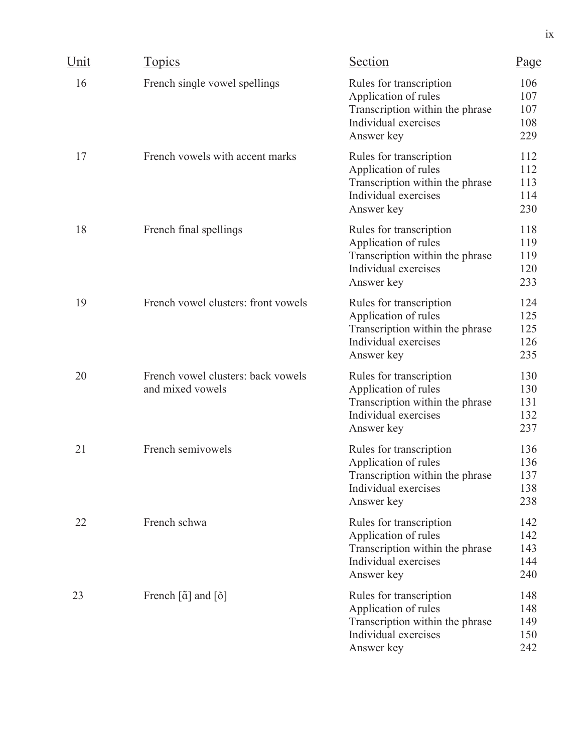| Unit | Topics | Section | Page |
|---|---|---|---|
| 16 | French single vowel spellings | Rules for transcription | 106 |
| | | Application of rules | 107 |
| | | Transcription within the phrase | 107 |
| | | Individual exercises | 108 |
| | | Answer key | 229 |
| 17 | French vowels with accent marks | Rules for transcription | 112 |
| | | Application of rules | 112 |
| | | Transcription within the phrase | 113 |
| | | Individual exercises | 114 |
| | | Answer key | 230 |
| 18 | French final spellings | Rules for transcription | 118 |
| | | Application of rules | 119 |
| | | Transcription within the phrase | 119 |
| | | Individual exercises | 120 |
| | | Answer key | 233 |
| 19 | French vowel clusters: front vowels | Rules for transcription | 124 |
| | | Application of rules | 125 |
| | | Transcription within the phrase | 125 |
| | | Individual exercises | 126 |
| | | Answer key | 235 |
| 20 | French vowel clusters: back vowels and mixed vowels | Rules for transcription | 130 |
| | | Application of rules | 130 |
| | | Transcription within the phrase | 131 |
| | | Individual exercises | 132 |
| | | Answer key | 237 |
| 21 | French semivowels | Rules for transcription | 136 |
| | | Application of rules | 136 |
| | | Transcription within the phrase | 137 |
| | | Individual exercises | 138 |
| | | Answer key | 238 |
| 22 | French schwa | Rules for transcription | 142 |
| | | Application of rules | 142 |
| | | Transcription within the phrase | 143 |
| | | Individual exercises | 144 |
| | | Answer key | 240 |
| 23 | French [ɑ̃] and [õ] | Rules for transcription | 148 |
| | | Application of rules | 148 |
| | | Transcription within the phrase | 149 |
| | | Individual exercises | 150 |
| | | Answer key | 242 |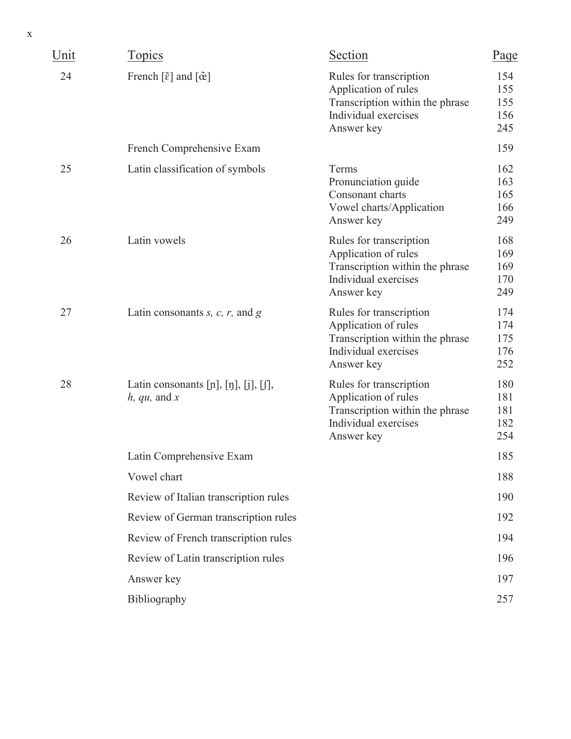| Unit | Topics | Section | Page |
|---|---|---|---|
| 24 | French [ɛ̃] and [œ̃] | Rules for transcription | 154 |
| | | Application of rules | 155 |
| | | Transcription within the phrase | 155 |
| | | Individual exercises | 156 |
| | | Answer key | 245 |
| | French Comprehensive Exam | | 159 |
| 25 | Latin classification of symbols | Terms | 162 |
| | | Pronunciation guide | 163 |
| | | Consonant charts | 165 |
| | | Vowel charts/Application | 166 |
| | | Answer key | 249 |
| 26 | Latin vowels | Rules for transcription | 168 |
| | | Application of rules | 169 |
| | | Transcription within the phrase | 169 |
| | | Individual exercises | 170 |
| | | Answer key | 249 |
| 27 | Latin consonants *s, c, r,* and *g* | Rules for transcription | 174 |
| | | Application of rules | 174 |
| | | Transcription within the phrase | 175 |
| | | Individual exercises | 176 |
| | | Answer key | 252 |
| 28 | Latin consonants [ɲ], [ŋ], [j], [ʃ], *h, qu,* and *x* | Rules for transcription | 180 |
| | | Application of rules | 181 |
| | | Transcription within the phrase | 181 |
| | | Individual exercises | 182 |
| | | Answer key | 254 |
| | Latin Comprehensive Exam | | 185 |
| | Vowel chart | | 188 |
| | Review of Italian transcription rules | | 190 |
| | Review of German transcription rules | | 192 |
| | Review of French transcription rules | | 194 |
| | Review of Latin transcription rules | | 196 |
| | Answer key | | 197 |
| | Bibliography | | 257 |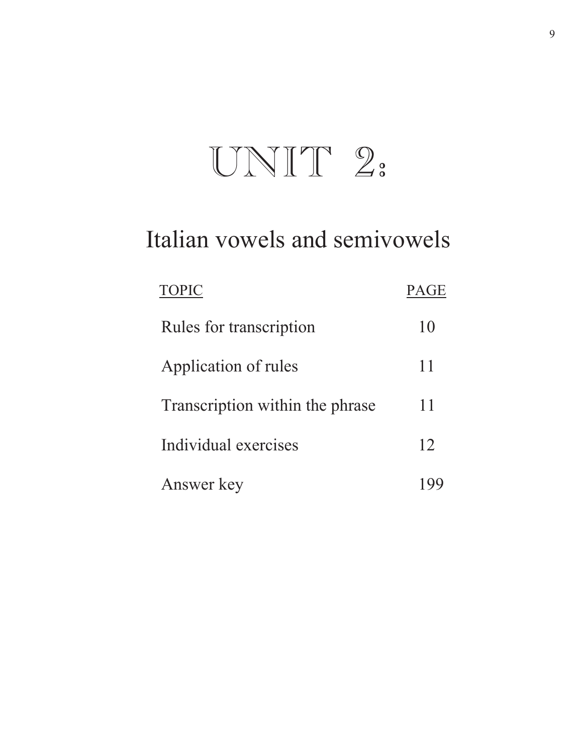# UNIT 2:

## Italian vowels and semivowels

| TOPIC | PAGE |
| --- | --- |
| Rules for transcription | 10 |
| Application of rules | 11 |
| Transcription within the phrase | 11 |
| Individual exercises | 12 |
| Answer key | 199 |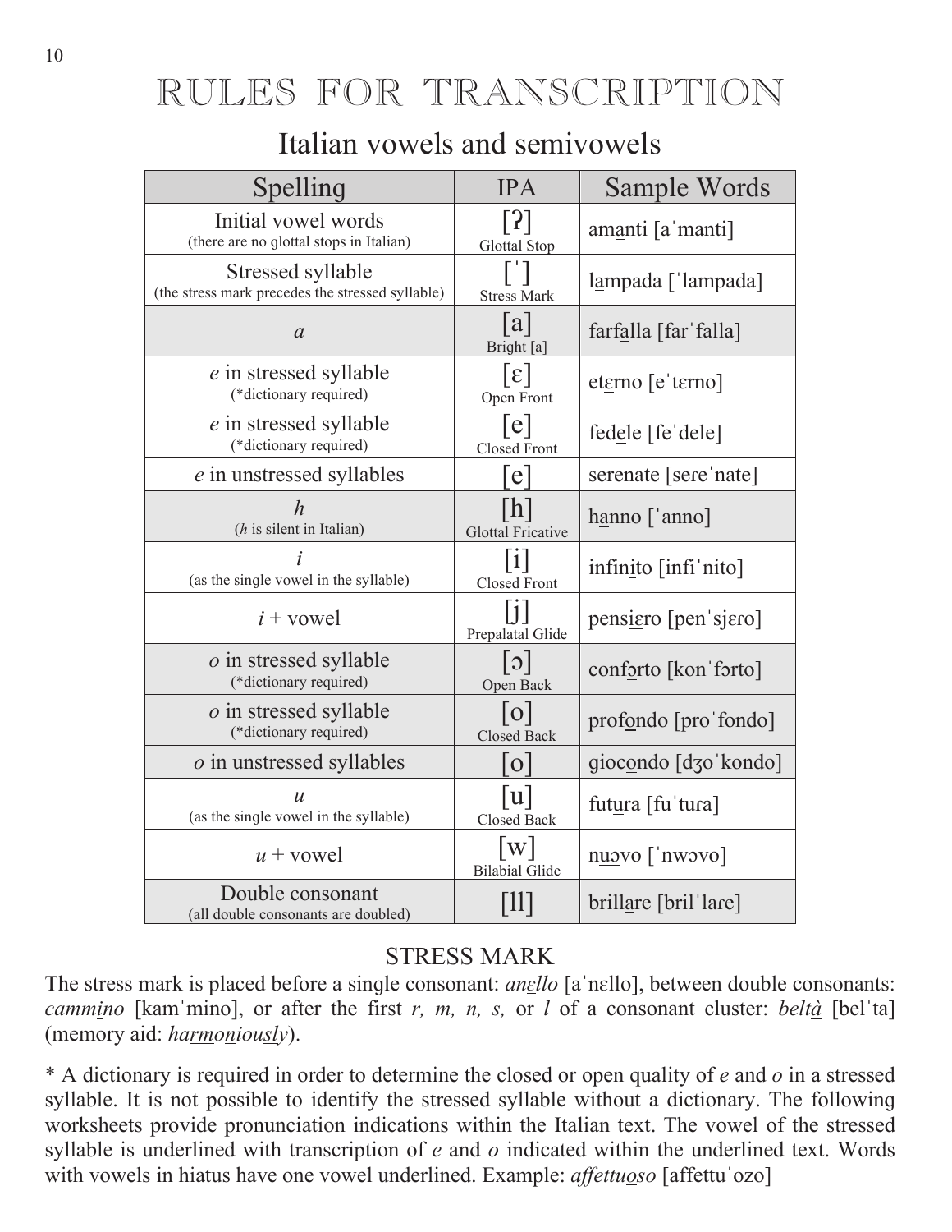# RULES FOR TRANSCRIPTION

## Italian vowels and semivowels

| Spelling | IPA | Sample Words |
|---|---|---|
| Initial vowel words (there are no glottal stops in Italian) | [ʔ] Glottal Stop | amanti [aˈmanti] |
| Stressed syllable (the stress mark precedes the stressed syllable) | [ˈ] Stress Mark | lampada [ˈlampada] |
| *a* | [a] Bright [a] | farfalla [farˈfalla] |
| *e* in stressed syllable (*dictionary required) | [ɛ] Open Front | etɛrno [eˈtɛrno] |
| *e* in stressed syllable (*dictionary required) | [e] Closed Front | fedele [feˈdele] |
| *e* in unstressed syllables | [e] | serenate [seɾeˈnate] |
| *h* (*h* is silent in Italian) | [h] Glottal Fricative | hanno [ˈanno] |
| *i* (as the single vowel in the syllable) | [i] Closed Front | infinito [infiˈnito] |
| *i* + vowel | [j] Prepalatal Glide | pensiɛro [penˈsjɛɾo] |
| *o* in stressed syllable (*dictionary required) | [ɔ] Open Back | confɔrto [konˈfɔrto] |
| *o* in stressed syllable (*dictionary required) | [o] Closed Back | profondo [proˈfondo] |
| *o* in unstressed syllables | [o] | giocondo [dʒoˈkondo] |
| *u* (as the single vowel in the syllable) | [u] Closed Back | futura [fuˈtuɾa] |
| *u* + vowel | [w] Bilabial Glide | nuɔvo [ˈnwɔvo] |
| Double consonant (all double consonants are doubled) | [ll] | brillare [brilˈlaɾe] |

### STRESS MARK

The stress mark is placed before a single consonant: *anɛllo* [aˈnɛllo], between double consonants: *cammino* [kamˈmino], or after the first *r, m, n, s,* or *l* of a consonant cluster: *beltà* [belˈta] (memory aid: *harmoniously*).

\* A dictionary is required in order to determine the closed or open quality of *e* and *o* in a stressed syllable. It is not possible to identify the stressed syllable without a dictionary. The following worksheets provide pronunciation indications within the Italian text. The vowel of the stressed syllable is underlined with transcription of *e* and *o* indicated within the underlined text. Words with vowels in hiatus have one vowel underlined. Example: *affettuoso* [affettuˈozo]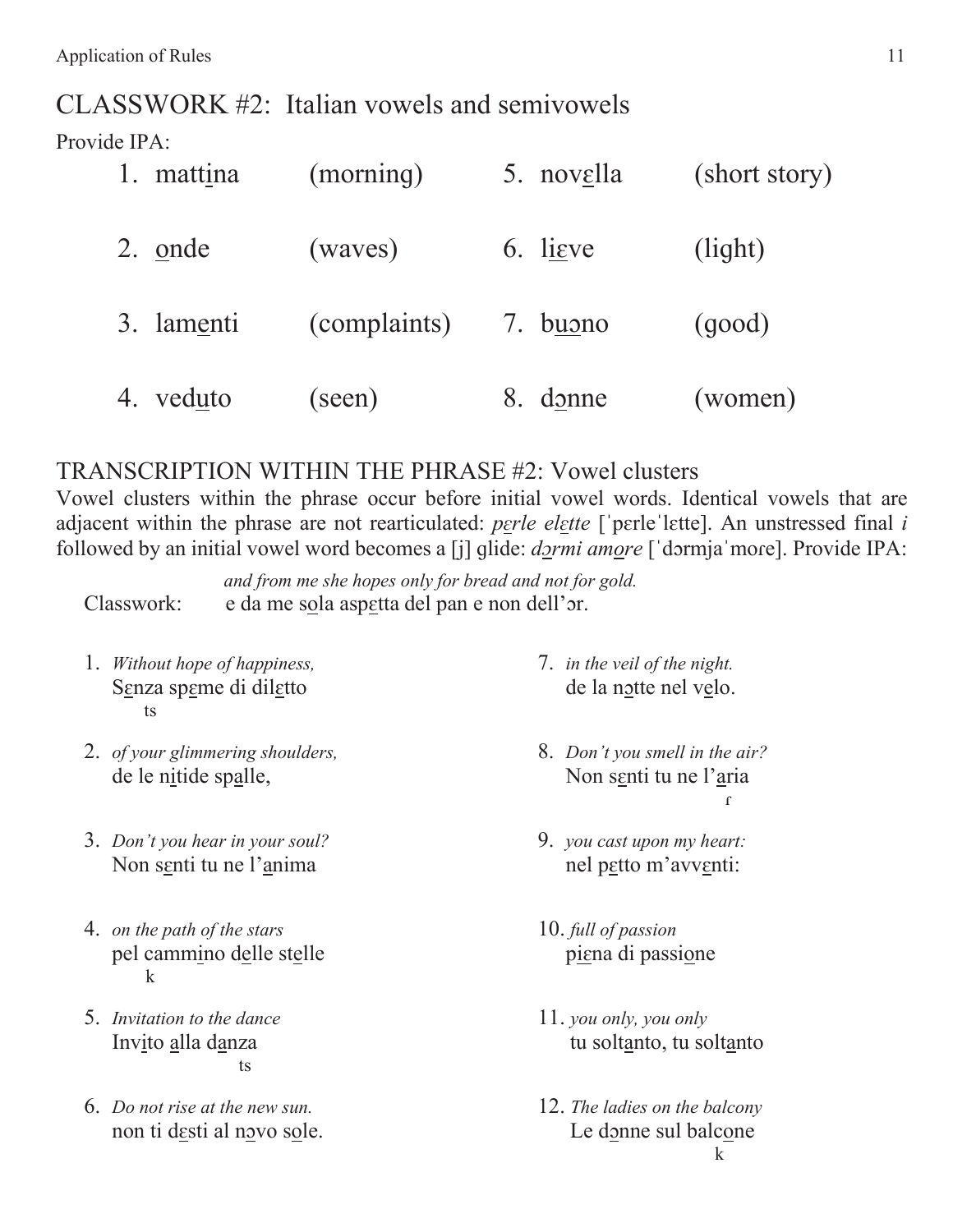# CLASSWORK #2: Italian vowels and semivowels

Provide IPA:

1. matti̲na (morning)
2. o̲nde (waves)
3. lame̲nti (complaints)
4. vedu̲to (seen)
5. novɛ̲lla (short story)
6. liɛ̲ve (light)
7. buɔ̲no (good)
8. dɔ̲nne (women)

## TRANSCRIPTION WITHIN THE PHRASE #2: Vowel clusters

Vowel clusters within the phrase occur before initial vowel words. Identical vowels that are adjacent within the phrase are not rearticulated: *pɛ̲rle elɛ̲tte* [ˈpɛrleˈlɛtte]. An unstressed final *i* followed by an initial vowel word becomes a [j] glide: *dɔ̲rmi amo̲re* [ˈdɔrmjaˈmoɾe]. Provide IPA:

Classwork: *and from me she hopes only for bread and not for gold.*
e da me so̲la aspɛ̲tta del pan e non dell'ɔr.

1. *Without hope of happiness,*
   Sɛ̲nza spɛ̲me di dilɛ̲tto
   ts

2. *of your glimmering shoulders,*
   de le ni̲tide spa̲lle,

3. *Don't you hear in your soul?*
   Non sɛ̲nti tu ne l'a̲nima

4. *on the path of the stars*
   pel cammi̲no de̲lle ste̲lle
   k

5. *Invitation to the dance*
   Invi̲to a̲lla da̲nza
   ts

6. *Do not rise at the new sun.*
   non ti dɛ̲sti al nɔ̲vo so̲le.

7. *in the veil of the night.*
   de la no̲tte nel ve̲lo.

8. *Don't you smell in the air?*
   Non sɛ̲nti tu ne l'a̲ria
   ɾ

9. *you cast upon my heart:*
   nel pɛ̲tto m'avvɛ̲nti:

10. *full of passion*
    piɛ̲na di passio̲ne

11. *you only, you only*
    tu solta̲nto, tu solta̲nto

12. *The ladies on the balcony*
    Le dɔ̲nne sul balco̲ne
    k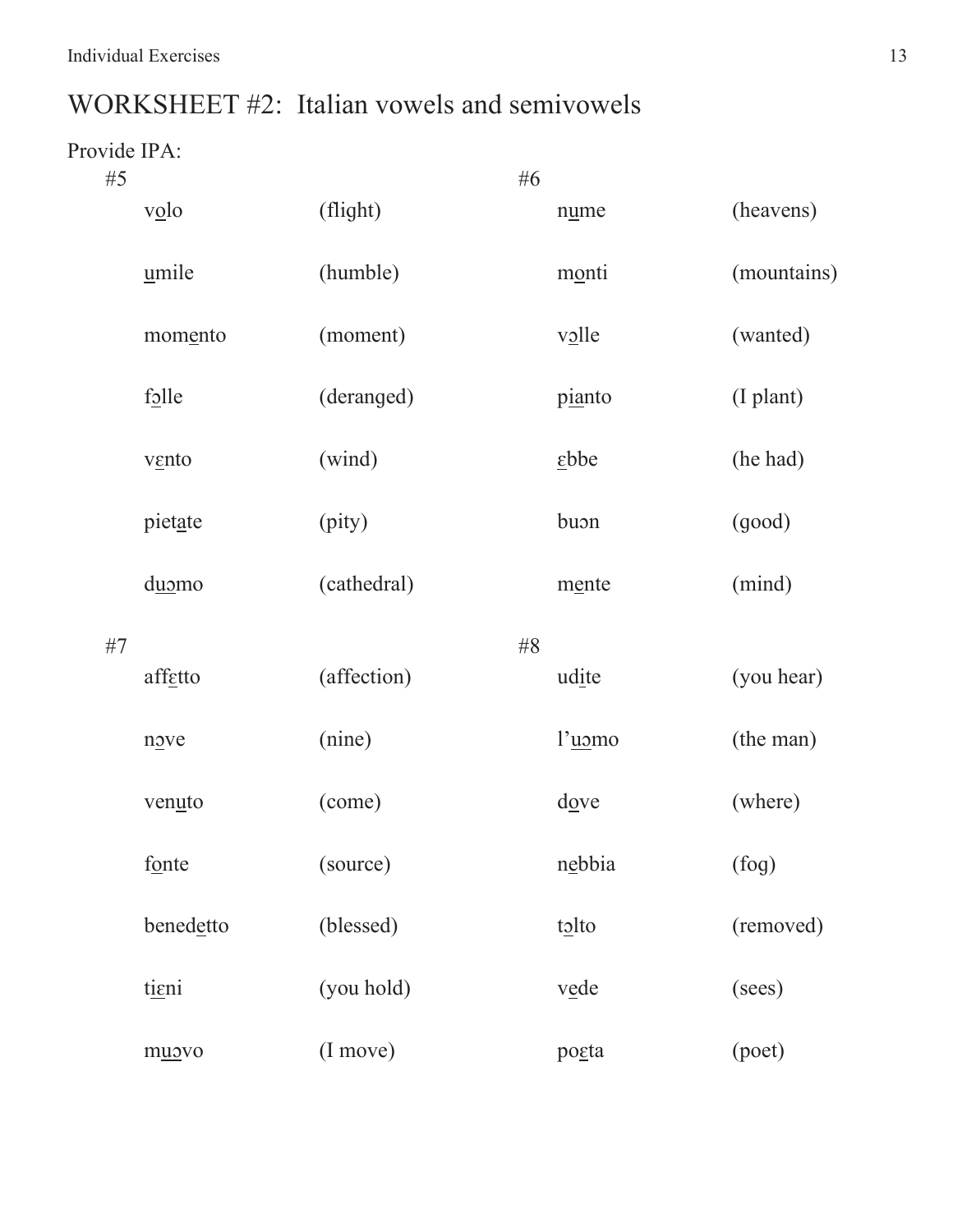# WORKSHEET #2: Italian vowels and semivowels

Provide IPA:

#5

| | |
|---|---|
| v<u>o</u>lo | (flight) |
| <u>u</u>mile | (humble) |
| mom<u>e</u>nto | (moment) |
| f<u>ɔ</u>lle | (deranged) |
| v<u>ɛ</u>nto | (wind) |
| piet<u>a</u>te | (pity) |
| d<u>uɔ</u>mo | (cathedral) |

#6

| | |
|---|---|
| n<u>u</u>me | (heavens) |
| m<u>o</u>nti | (mountains) |
| v<u>ɔ</u>lle | (wanted) |
| p<u>ia</u>nto | (I plant) |
| <u>ɛ</u>bbe | (he had) |
| buɔn | (good) |
| m<u>e</u>nte | (mind) |

#7

| | |
|---|---|
| aff<u>ɛ</u>tto | (affection) |
| n<u>ɔ</u>ve | (nine) |
| ven<u>u</u>to | (come) |
| f<u>o</u>nte | (source) |
| bened<u>e</u>tto | (blessed) |
| ti<u>ɛ</u>ni | (you hold) |
| m<u>uɔ</u>vo | (I move) |

#8

| | |
|---|---|
| ud<u>i</u>te | (you hear) |
| l'<u>uɔ</u>mo | (the man) |
| d<u>o</u>ve | (where) |
| n<u>e</u>bbia | (fog) |
| t<u>ɔ</u>lto | (removed) |
| v<u>e</u>de | (sees) |
| po<u>ɛ</u>ta | (poet) |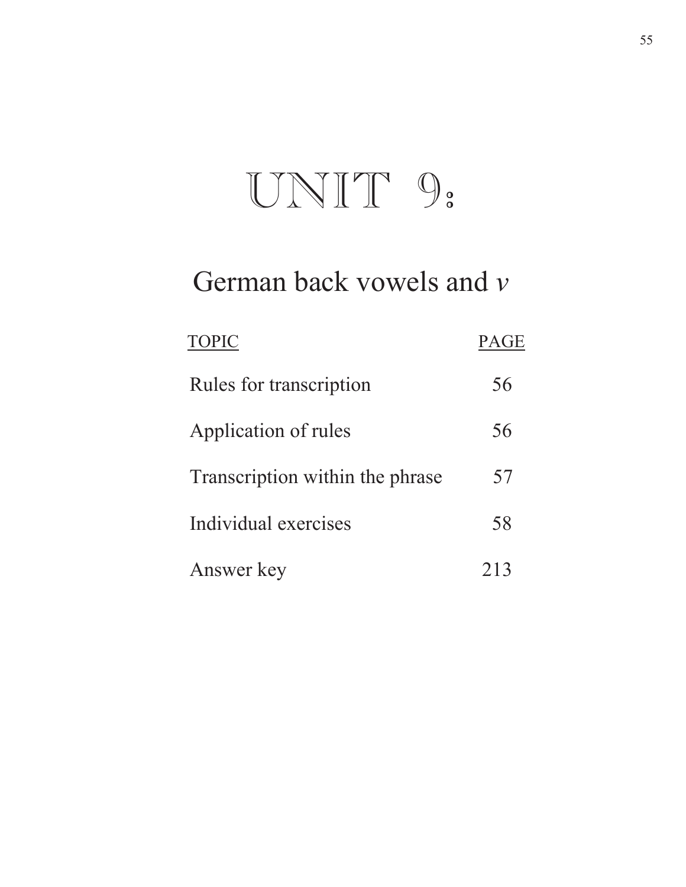# UNIT 9:

## German back vowels and *v*

| TOPIC | PAGE |
|---|---|
| Rules for transcription | 56 |
| Application of rules | 56 |
| Transcription within the phrase | 57 |
| Individual exercises | 58 |
| Answer key | 213 |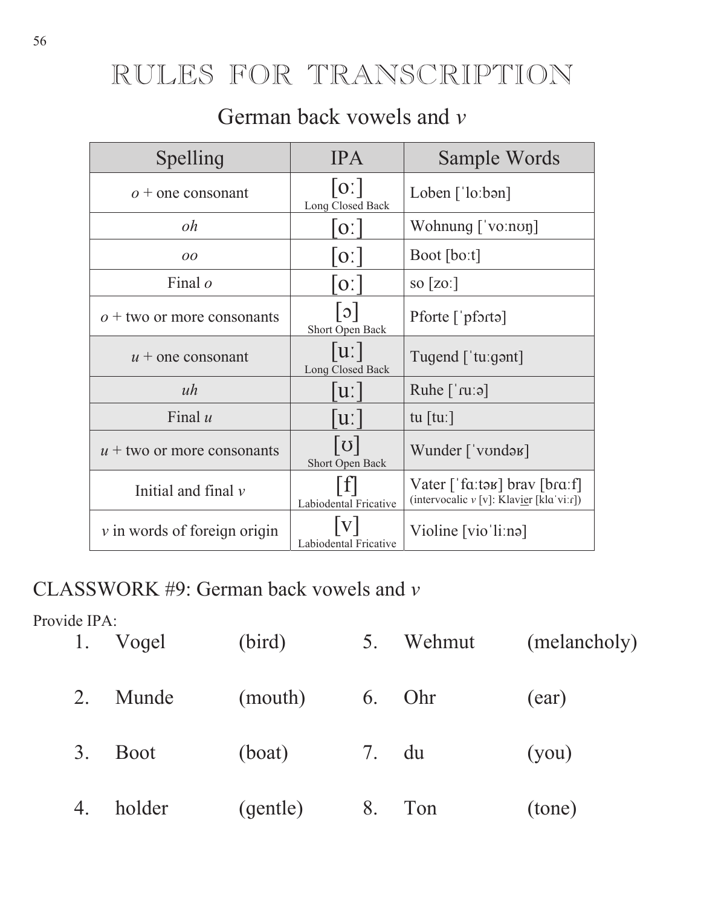# RULES FOR TRANSCRIPTION

## German back vowels and *v*

| Spelling | IPA | Sample Words |
| --- | --- | --- |
| *o* + one consonant | [oː] Long Closed Back | Loben [ˈloːbən] |
| *oh* | [oː] | Wohnung [ˈvoːnʊŋ] |
| *oo* | [oː] | Boot [boːt] |
| Final *o* | [oː] | so [zoː] |
| *o* + two or more consonants | [ɔ] Short Open Back | Pforte [ˈpfɔɾtə] |
| *u* + one consonant | [uː] Long Closed Back | Tugend [ˈtuːgənt] |
| *uh* | [uː] | Ruhe [ˈɾuːə] |
| Final *u* | [uː] | tu [tuː] |
| *u* + two or more consonants | [ʊ] Short Open Back | Wunder [ˈvʊndəʁ] |
| Initial and final *v* | [f] Labiodental Fricative | Vater [ˈfɑːtəʁ] brav [bɾɑːf] (intervocalic *v* [v]: Klav<u>ie</u>r [klɑˈviːɾ]) |
| *v* in words of foreign origin | [v] Labiodental Fricative | Violine [vioˈliːnə] |

## CLASSWORK #9: German back vowels and *v*

Provide IPA:

1. Vogel (bird)
2. Munde (mouth)
3. Boot (boat)
4. holder (gentle)
5. Wehmut (melancholy)
6. Ohr (ear)
7. du (you)
8. Ton (tone)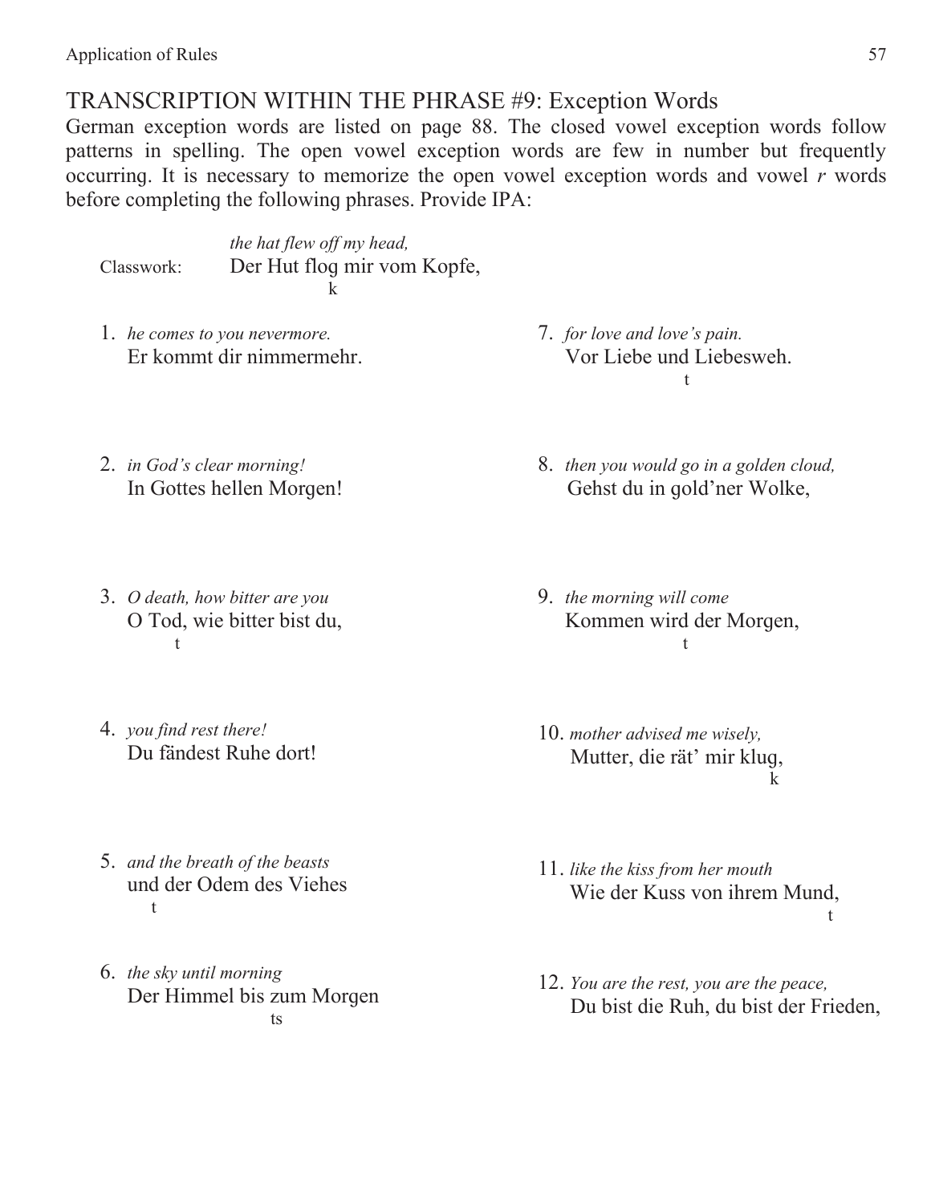## TRANSCRIPTION WITHIN THE PHRASE #9: Exception Words

German exception words are listed on page 88. The closed vowel exception words follow patterns in spelling. The open vowel exception words are few in number but frequently occurring. It is necessary to memorize the open vowel exception words and vowel *r* words before completing the following phrases. Provide IPA:

Classwork: *the hat flew off my head,*
Der Hut flog mir vom Kopfe,
k

1. *he comes to you nevermore.*
   Er kommt dir nimmermehr.

2. *in God's clear morning!*
   In Gottes hellen Morgen!

3. *O death, how bitter are you*
   O Tod, wie bitter bist du,
   t

4. *you find rest there!*
   Du fändest Ruhe dort!

5. *and the breath of the beasts*
   und der Odem des Viehes
   t

6. *the sky until morning*
   Der Himmel bis zum Morgen
   ts

7. *for love and love's pain.*
   Vor Liebe und Liebesweh.
   t

8. *then you would go in a golden cloud,*
   Gehst du in gold'ner Wolke,

9. *the morning will come*
   Kommen wird der Morgen,
   t

10. *mother advised me wisely,*
    Mutter, die rät' mir klug,
    k

11. *like the kiss from her mouth*
    Wie der Kuss von ihrem Mund,
    t

12. *You are the rest, you are the peace,*
    Du bist die Ruh, du bist der Frieden,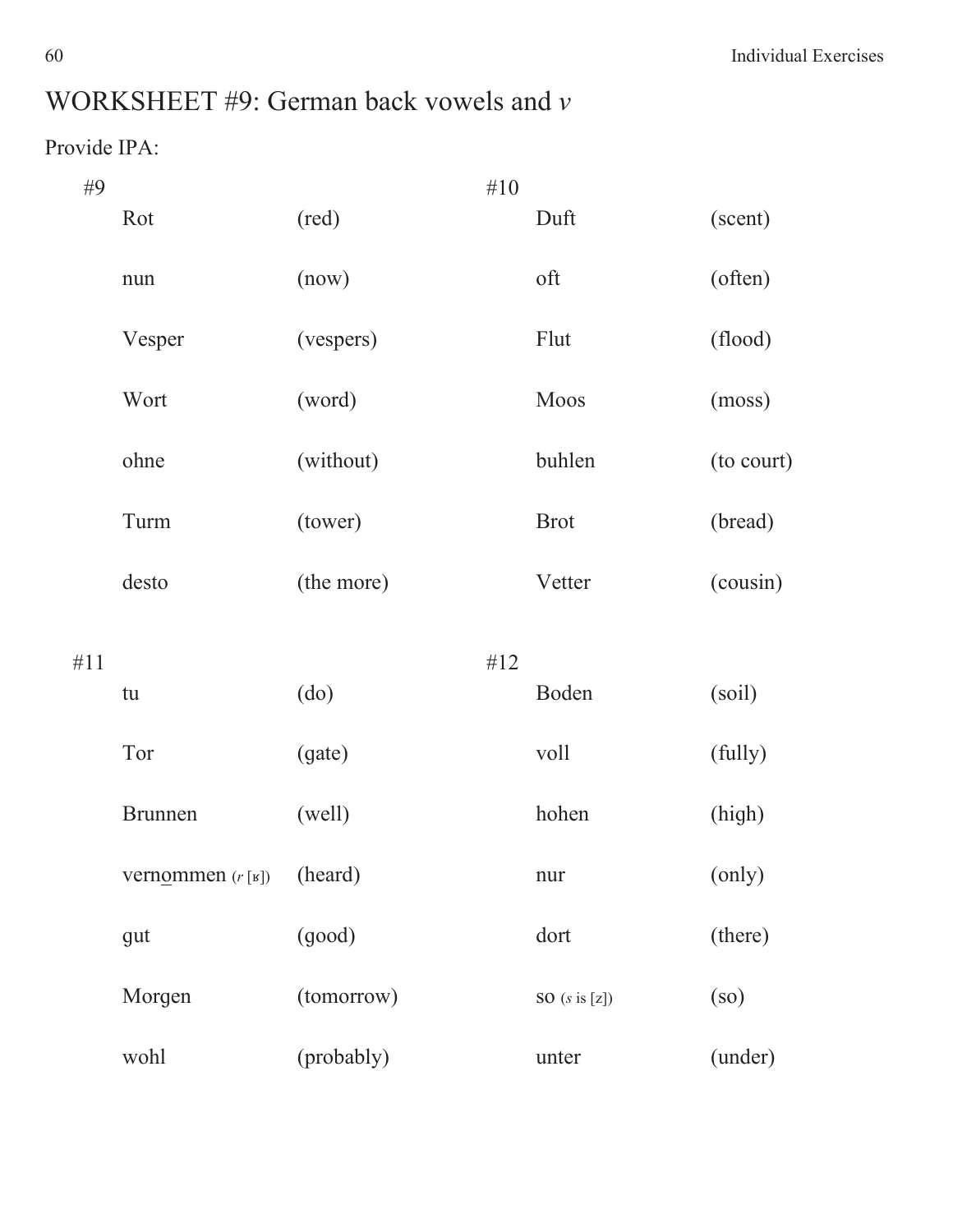# WORKSHEET #9: German back vowels and *v*

Provide IPA:

#9

| | |
|---|---|
| Rot | (red) |
| nun | (now) |
| Vesper | (vespers) |
| Wort | (word) |
| ohne | (without) |
| Turm | (tower) |
| desto | (the more) |

#10

| | |
|---|---|
| Duft | (scent) |
| oft | (often) |
| Flut | (flood) |
| Moos | (moss) |
| buhlen | (to court) |
| Brot | (bread) |
| Vetter | (cousin) |

#11

| | |
|---|---|
| tu | (do) |
| Tor | (gate) |
| Brunnen | (well) |
| vern<u>o</u>mmen (*r* [ʁ]) | (heard) |
| gut | (good) |
| Morgen | (tomorrow) |
| wohl | (probably) |

#12

| | |
|---|---|
| Boden | (soil) |
| voll | (fully) |
| hohen | (high) |
| nur | (only) |
| dort | (there) |
| so (*s* is [z]) | (so) |
| unter | (under) |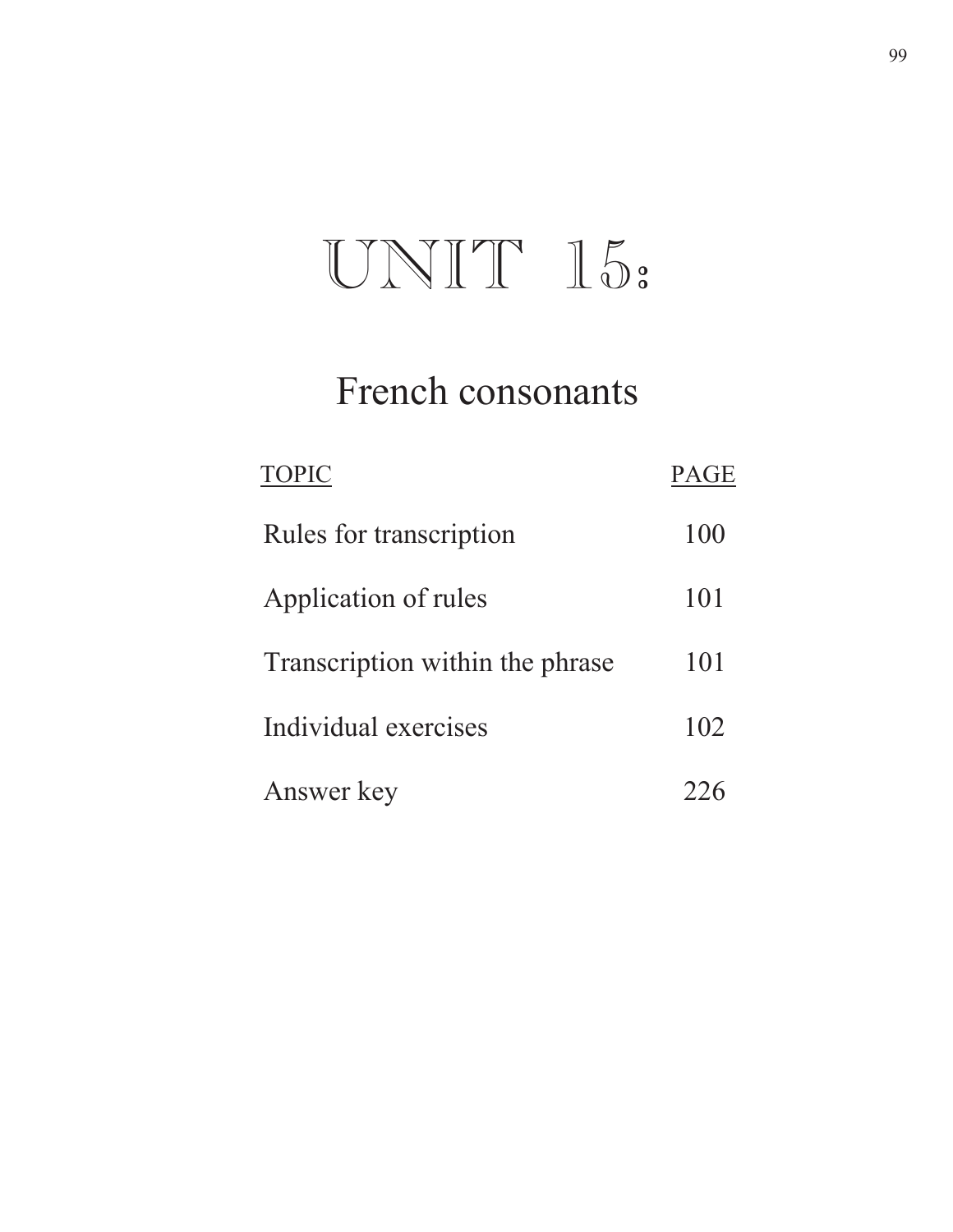# UNIT 15:

## French consonants

| TOPIC | PAGE |
|---|---|
| Rules for transcription | 100 |
| Application of rules | 101 |
| Transcription within the phrase | 101 |
| Individual exercises | 102 |
| Answer key | 226 |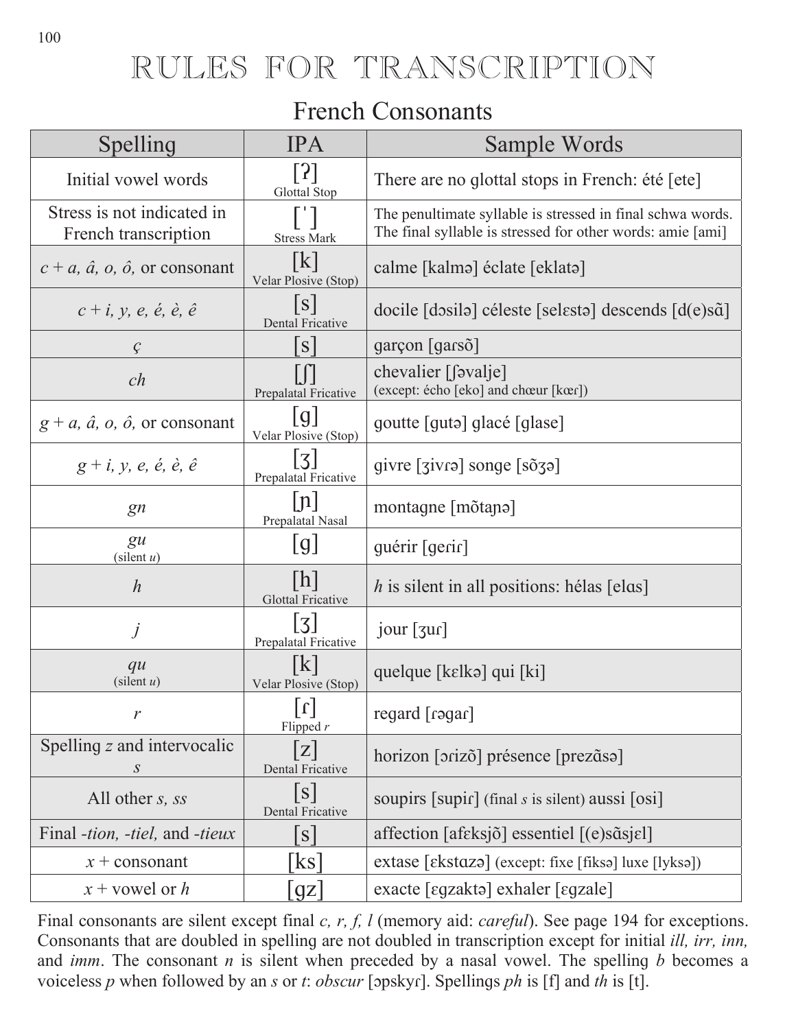# RULES FOR TRANSCRIPTION

## French Consonants

| Spelling | IPA | Sample Words |
|---|---|---|
| Initial vowel words | [ʔ] Glottal Stop | There are no glottal stops in French: été [ete] |
| Stress is not indicated in French transcription | [ˈ] Stress Mark | The penultimate syllable is stressed in final schwa words. The final syllable is stressed for other words: amie [ami] |
| *c + a, â, o, ô,* or consonant | [k] Velar Plosive (Stop) | calme [kalmə] éclate [eklatə] |
| *c + i, y, e, é, è, ê* | [s] Dental Fricative | docile [dɔsilə] céleste [selɛstə] descends [d(e)sɑ̃] |
| *ç* | [s] | garçon [gaɾsõ] |
| *ch* | [ʃ] Prepalatal Fricative | chevalier [ʃəvalje] (except: écho [eko] and chœur [kœɾ]) |
| *g + a, â, o, ô,* or consonant | [g] Velar Plosive (Stop) | goutte [gutə] glacé [glase] |
| *g + i, y, e, é, è, ê* | [ʒ] Prepalatal Fricative | givre [ʒivɾə] songe [sõʒə] |
| *gn* | [ɲ] Prepalatal Nasal | montagne [mõtaɲə] |
| *gu* (silent *u*) | [g] | guérir [geɾiɾ] |
| *h* | [h] Glottal Fricative | *h* is silent in all positions: hélas [elɑs] |
| *j* | [ʒ] Prepalatal Fricative | jour [ʒuɾ] |
| *qu* (silent *u*) | [k] Velar Plosive (Stop) | quelque [kɛlkə] qui [ki] |
| *r* | [ɾ] Flipped *r* | regard [ɾəgaɾ] |
| Spelling *z* and intervocalic *s* | [z] Dental Fricative | horizon [ɔɾizõ] présence [prezɑ̃sə] |
| All other *s, ss* | [s] Dental Fricative | soupirs [supiɾ] (final *s* is silent) aussi [osi] |
| Final *-tion, -tiel,* and *-tieux* | [s] | affection [afɛksjõ] essentiel [(e)sɑ̃sjɛl] |
| *x* + consonant | [ks] | extase [ɛkstɑzə] (except: fixe [fiksə] luxe [lyksə]) |
| *x* + vowel or *h* | [gz] | exacte [ɛgzaktə] exhaler [ɛgzale] |

Final consonants are silent except final *c, r, f, l* (memory aid: *careful*). See page 194 for exceptions. Consonants that are doubled in spelling are not doubled in transcription except for initial *ill, irr, inn,* and *imm*. The consonant *n* is silent when preceded by a nasal vowel. The spelling *b* becomes a voiceless *p* when followed by an *s* or *t*: *obscur* [ɔpskyɾ]. Spellings *ph* is [f] and *th* is [t].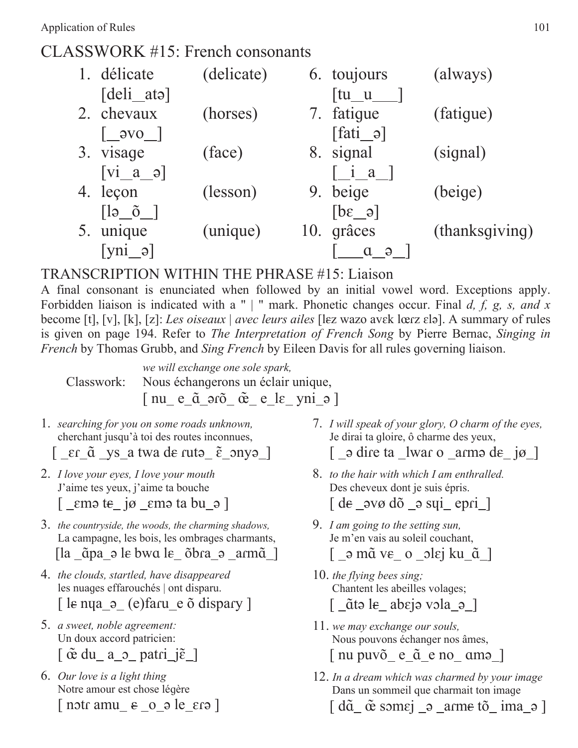# CLASSWORK #15: French consonants

1. délicate (delicate)
   [deli_atə]
2. chevaux (horses)
   [_əvo_]
3. visage (face)
   [vi_a_ə]
4. leçon (lesson)
   [lə_õ_]
5. unique (unique)
   [yni_ə]
6. toujours (always)
   [tu_u___]
7. fatigue (fatigue)
   [fati_ə]
8. signal (signal)
   [_i_a_]
9. beige (beige)
   [bɛ_ə]
10. grâces (thanksgiving)
    [___ɑ_ə_]

## TRANSCRIPTION WITHIN THE PHRASE #15: Liaison

A final consonant is enunciated when followed by an initial vowel word. Exceptions apply. Forbidden liaison is indicated with a " | " mark. Phonetic changes occur. Final *d, f, g, s, and x* become [t], [v], [k], [z]: *Les oiseaux | avec leurs ailes* [lɛz wazo avɛk lœrz ɛlə]. A summary of rules is given on page 194. Refer to *The Interpretation of French Song* by Pierre Bernac, *Singing in French* by Thomas Grubb, and *Sing French* by Eileen Davis for all rules governing liaison.

Classwork: *we will exchange one sole spark,*
Nous échangerons un éclair unique,
[ nu_ e_ɑ̃_ərõ_ œ̃_ e_lɛ_ yni_ə ]

1. *searching for you on some roads unknown,*
   cherchant jusqu'à toi des routes inconnues,
   [ _ɛɾ_ɑ̃ _ys_a twa dɛ ɾutə_ ɛ̃_ɔnyə_]
2. *I love your eyes, I love your mouth*
   J'aime tes yeux, j'aime ta bouche
   [ _ɛmə tɛ_ jø _ɛmə ta bu_ə ]
3. *the countryside, the woods, the charming shadows,*
   La campagne, les bois, les ombrages charmants,
   [la _ɑ̃pa_ə lɛ bwɑ lɛ_ õbɾa_ə _aɾmɑ̃_]
4. *the clouds, startled, have disappeared*
   les nuages effarouchés | ont disparu.
   [ lɛ nɥa_ə_ (e)faɾu_e õ dispaɾy ]
5. *a sweet, noble agreement:*
   Un doux accord patricien:
   [ œ̃ du_ a_ɔ_ patɾi_jɛ̃_]
6. *Our love is a light thing*
   Notre amour est chose légère
   [ nɔtɾ amu_ ɛ _o_ə le_ɛɾə ]
7. *I will speak of your glory, O charm of the eyes,*
   Je dirai ta gloire, ô charme des yeux,
   [ _ə diɾe ta _lwaɾ o _aɾmə dɛ_ jø_]
8. *to the hair with which I am enthralled.*
   Des cheveux dont je suis épris.
   [ dɛ _əvø dõ _ə sɥi_ epɾi_]
9. *I am going to the setting sun,*
   Je m'en vais au soleil couchant,
   [ _ə mɑ̃ vɛ_ o _ɔlɛj ku_ɑ̃_]
10. *the flying bees sing;*
    Chantent les abeilles volages;
    [ _ɑ̃tə lɛ_ abɛjə vɔla_ə_]
11. *we may exchange our souls,*
    Nous pouvons échanger nos âmes,
    [ nu puvõ_ e_ɑ̃_e no_ ɑmə_]
12. *In a dream which was charmed by your image*
    Dans un sommeil que charmait ton image
    [ dɑ̃_ œ̃ sɔmɛj _ə _aɾmɛ tõ_ ima_ə ]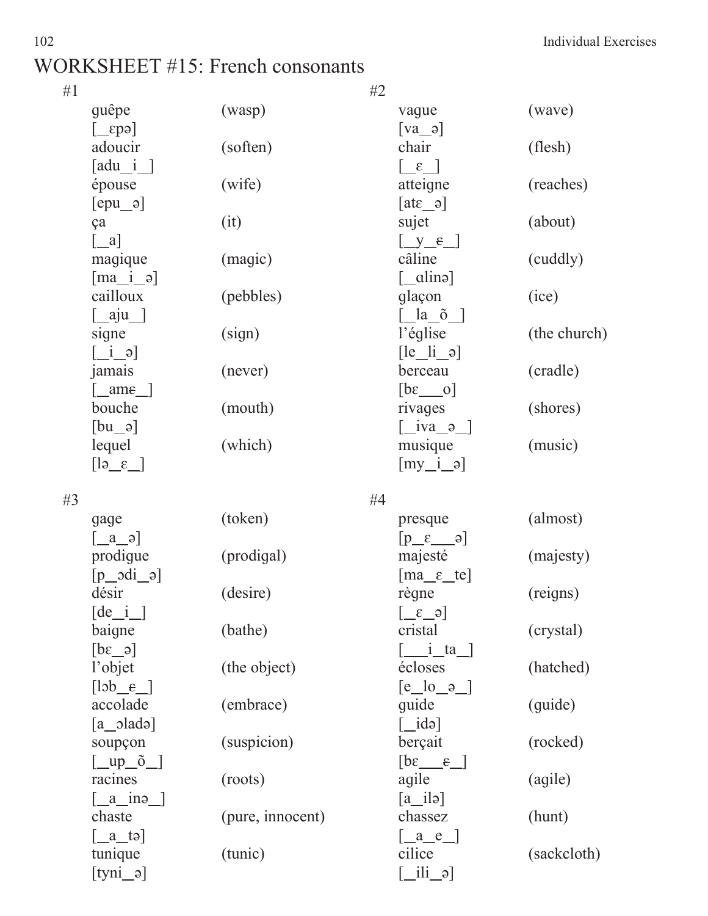# WORKSHEET #15: French consonants

#1

| | |
|---|---|
| guêpe<br>[_ɛpə] | (wasp) |
| adoucir<br>[adu_i_] | (soften) |
| épouse<br>[epu_ə] | (wife) |
| ça<br>[_a] | (it) |
| magique<br>[ma_i_ə] | (magic) |
| cailloux<br>[_aju_] | (pebbles) |
| signe<br>[_i_ə] | (sign) |
| jamais<br>[_amɛ_] | (never) |
| bouche<br>[bu_ə] | (mouth) |
| lequel<br>[lə_ɛ_] | (which) |

#2

| | |
|---|---|
| vague<br>[va_ə] | (wave) |
| chair<br>[_ɛ_] | (flesh) |
| atteigne<br>[atɛ_ə] | (reaches) |
| sujet<br>[_y_ɛ_] | (about) |
| câline<br>[_ɑlinə] | (cuddly) |
| glaçon<br>[_la_õ_] | (ice) |
| l'église<br>[le_li_ə] | (the church) |
| berceau<br>[bɛ___o] | (cradle) |
| rivages<br>[_iva_ə_] | (shores) |
| musique<br>[my_i_ə] | (music) |

#3

| | |
|---|---|
| gage<br>[_a_ə] | (token) |
| prodigue<br>[p_ɔdi_ə] | (prodigal) |
| désir<br>[de_i_] | (desire) |
| baigne<br>[bɛ_ə] | (bathe) |
| l'objet<br>[lɔb_ɛ_] | (the object) |
| accolade<br>[a_ɔladə] | (embrace) |
| soupçon<br>[_up_õ_] | (suspicion) |
| racines<br>[_a_inə_] | (roots) |
| chaste<br>[_a_tə] | (pure, innocent) |
| tunique<br>[tyni_ə] | (tunic) |

#4

| | |
|---|---|
| presque<br>[p_ɛ___ə] | (almost) |
| majesté<br>[ma_ɛ_te] | (majesty) |
| règne<br>[_ɛ_ə] | (reigns) |
| cristal<br>[___i_ta_] | (crystal) |
| écloses<br>[e_lo_ə_] | (hatched) |
| guide<br>[_idə] | (guide) |
| berçait<br>[bɛ___ɛ_] | (rocked) |
| agile<br>[a_ilə] | (agile) |
| chassez<br>[_a_e_] | (hunt) |
| cilice<br>[_ili_ə] | (sackcloth) |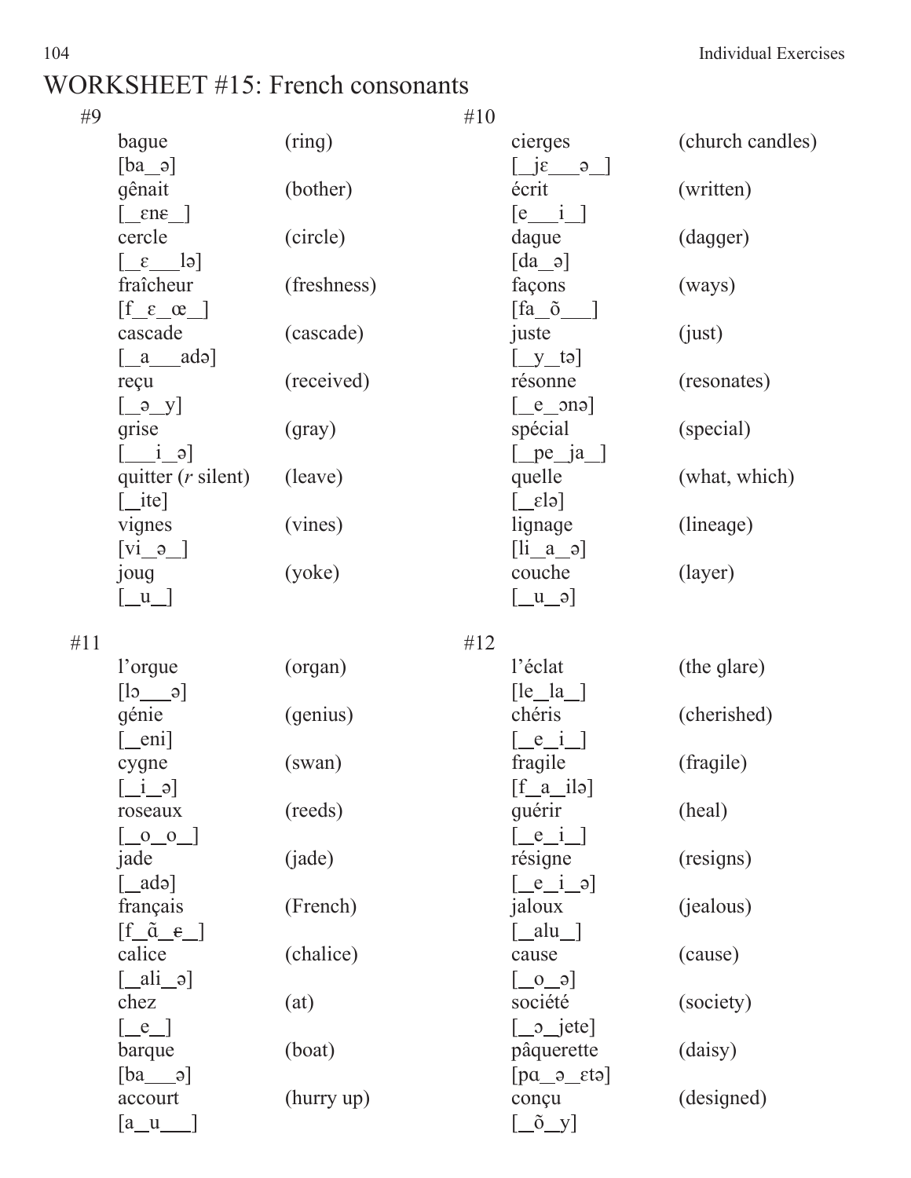# WORKSHEET #15: French consonants

#9

| | |
|---|---|
| bague<br>[ba_ə] | (ring) |
| gênait<br>[_ɛnɛ_] | (bother) |
| cercle<br>[_ɛ___lə] | (circle) |
| fraîcheur<br>[f_ɛ_œ_] | (freshness) |
| cascade<br>[_a___adə] | (cascade) |
| reçu<br>[_ə_y] | (received) |
| grise<br>[___i_ə] | (gray) |
| quitter (*r* silent)<br>[_ite] | (leave) |
| vignes<br>[vi_ə_] | (vines) |
| joug<br>[_u_] | (yoke) |

#10

| | |
|---|---|
| cierges<br>[_jɛ___ə_] | (church candles) |
| écrit<br>[e___i_] | (written) |
| dague<br>[da_ə] | (dagger) |
| façons<br>[fa_õ___] | (ways) |
| juste<br>[_y_tə] | (just) |
| résonne<br>[_e_ɔnə] | (resonates) |
| spécial<br>[_pe_ja_] | (special) |
| quelle<br>[_ɛlə] | (what, which) |
| lignage<br>[li_a_ə] | (lineage) |
| couche<br>[_u_ə] | (layer) |

#11

| | |
|---|---|
| l'orgue<br>[lɔ___ə] | (organ) |
| génie<br>[_eni] | (genius) |
| cygne<br>[_i_ə] | (swan) |
| roseaux<br>[_o_o_] | (reeds) |
| jade<br>[_adə] | (jade) |
| français<br>[f_ɑ̃_ɛ_] | (French) |
| calice<br>[_ali_ə] | (chalice) |
| chez<br>[_e_] | (at) |
| barque<br>[ba___ə] | (boat) |
| accourt<br>[a_u___] | (hurry up) |

#12

| | |
|---|---|
| l'éclat<br>[le_la_] | (the glare) |
| chéris<br>[_e_i_] | (cherished) |
| fragile<br>[f_a_ilə] | (fragile) |
| guérir<br>[_e_i_] | (heal) |
| résigne<br>[_e_i_ə] | (resigns) |
| jaloux<br>[_alu_] | (jealous) |
| cause<br>[_o_ə] | (cause) |
| société<br>[_ɔ_jete] | (society) |
| pâquerette<br>[pɑ_ə_ɛtə] | (daisy) |
| conçu<br>[_õ_y] | (designed) |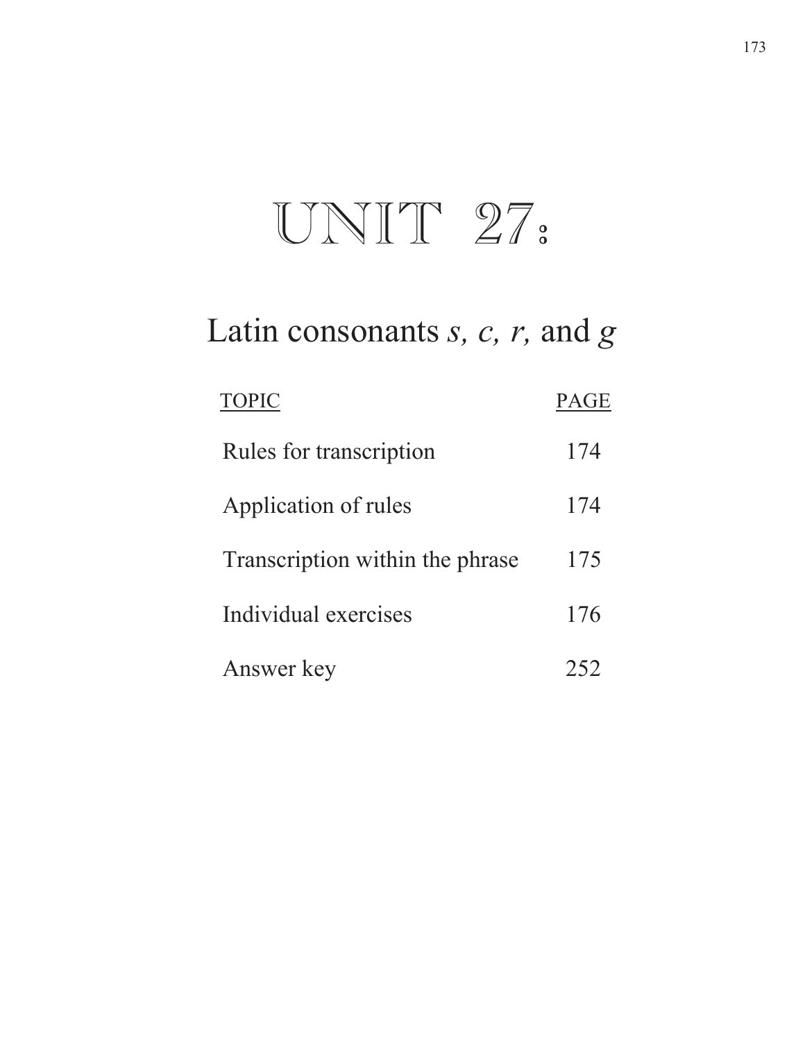# UNIT 27:

## Latin consonants *s, c, r,* and *g*

| TOPIC | PAGE |
| --- | --- |
| Rules for transcription | 174 |
| Application of rules | 174 |
| Transcription within the phrase | 175 |
| Individual exercises | 176 |
| Answer key | 252 |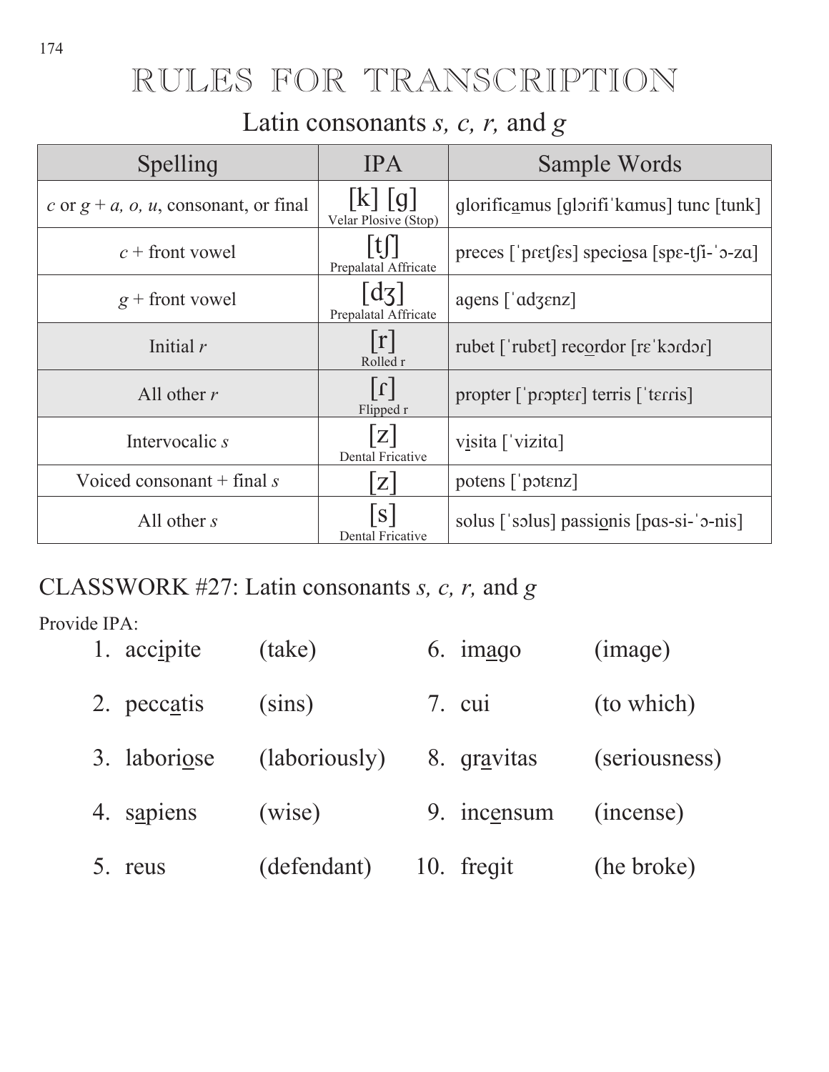# RULES FOR TRANSCRIPTION

## Latin consonants *s, c, r,* and *g*

| Spelling | IPA | Sample Words |
|---|---|---|
| *c* or *g* + *a, o, u*, consonant, or final | [k] [g] Velar Plosive (Stop) | glorificamus [glɔɾifiˈkɑmus] tunc [tunk] |
| *c* + front vowel | [tʃ] Prepalatal Affricate | preces [ˈpɾɛtʃɛs] speciosa [spɛ-tʃi-ˈɔ-zɑ] |
| *g* + front vowel | [dʒ] Prepalatal Affricate | agens [ˈɑdʒɛnz] |
| Initial *r* | [r] Rolled r | rubet [ˈrubɛt] recordor [rɛˈkɔɾdɔɾ] |
| All other *r* | [ɾ] Flipped r | propter [ˈpɾɔptɛɾ] terris [ˈtɛɾɾis] |
| Intervocalic *s* | [z] Dental Fricative | visita [ˈvizitɑ] |
| Voiced consonant + final *s* | [z] | potens [ˈpɔtɛnz] |
| All other *s* | [s] Dental Fricative | solus [ˈsɔlus] passionis [pɑs-si-ˈɔ-nis] |

## CLASSWORK #27: Latin consonants *s, c, r,* and *g*

Provide IPA:

1. accipite (take)
2. peccatis (sins)
3. laboriose (laboriously)
4. sapiens (wise)
5. reus (defendant)
6. imago (image)
7. cui (to which)
8. gravitas (seriousness)
9. incensum (incense)
10. fregit (he broke)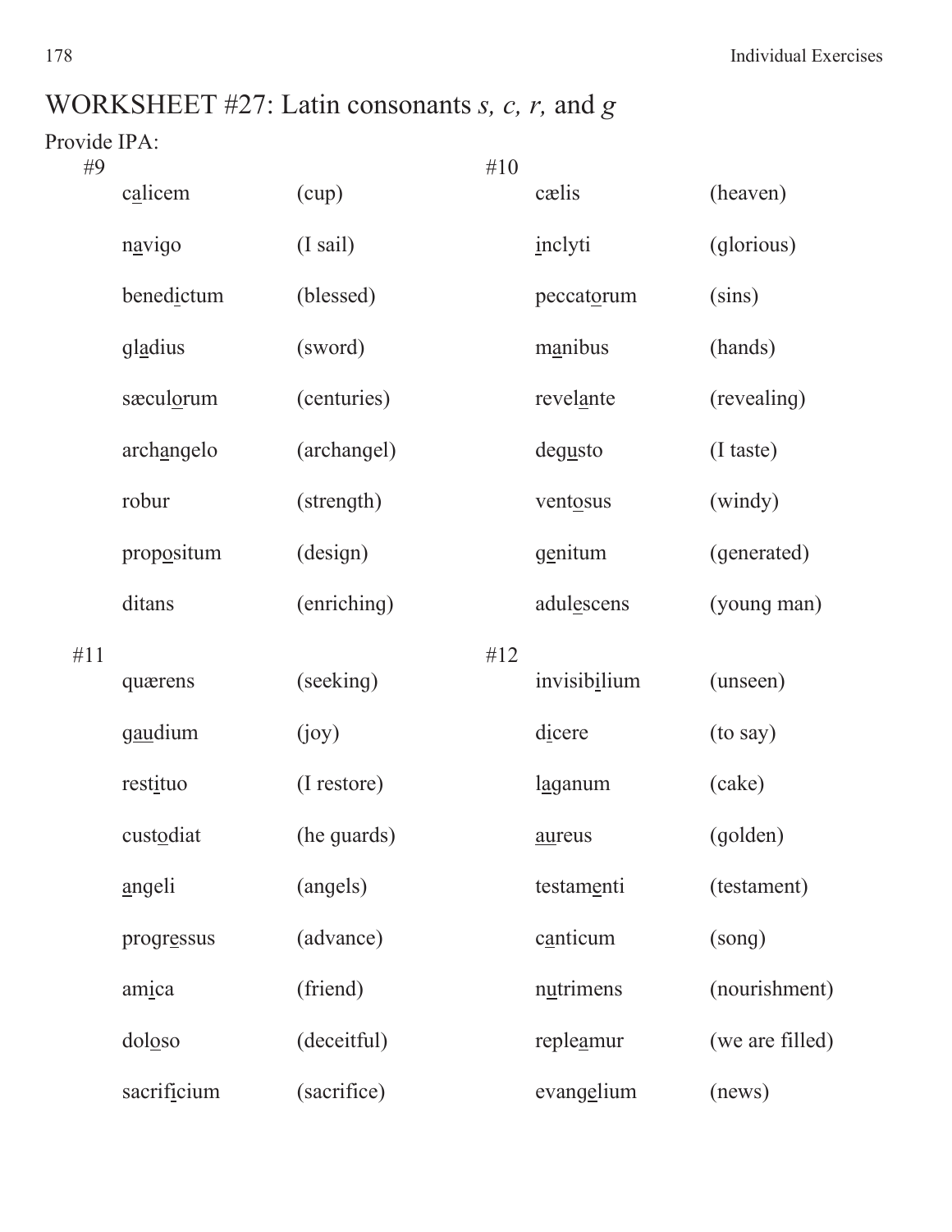# WORKSHEET #27: Latin consonants *s, c, r,* and *g*

Provide IPA:

#9

| | |
|---|---|
| c<u>a</u>licem | (cup) |
| n<u>a</u>vigo | (I sail) |
| bened<u>i</u>ctum | (blessed) |
| gl<u>a</u>dius | (sword) |
| sæcul<u>o</u>rum | (centuries) |
| arch<u>a</u>ngelo | (archangel) |
| robur | (strength) |
| prop<u>o</u>situm | (design) |
| ditans | (enriching) |

#10

| | |
|---|---|
| cælis | (heaven) |
| <u>i</u>nclyti | (glorious) |
| peccat<u>o</u>rum | (sins) |
| m<u>a</u>nibus | (hands) |
| revel<u>a</u>nte | (revealing) |
| deg<u>u</u>sto | (I taste) |
| vent<u>o</u>sus | (windy) |
| g<u>e</u>nitum | (generated) |
| adul<u>e</u>scens | (young man) |

#11

| | |
|---|---|
| quærens | (seeking) |
| g<u>au</u>dium | (joy) |
| rest<u>i</u>tuo | (I restore) |
| cust<u>o</u>diat | (he guards) |
| <u>a</u>ngeli | (angels) |
| progr<u>e</u>ssus | (advance) |
| am<u>i</u>ca | (friend) |
| dol<u>o</u>so | (deceitful) |
| sacrif<u>i</u>cium | (sacrifice) |

#12

| | |
|---|---|
| invisib<u>i</u>lium | (unseen) |
| d<u>i</u>cere | (to say) |
| l<u>a</u>ganum | (cake) |
| <u>au</u>reus | (golden) |
| testam<u>e</u>nti | (testament) |
| c<u>a</u>nticum | (song) |
| n<u>u</u>trimens | (nourishment) |
| reple<u>a</u>mur | (we are filled) |
| evang<u>e</u>lium | (news) |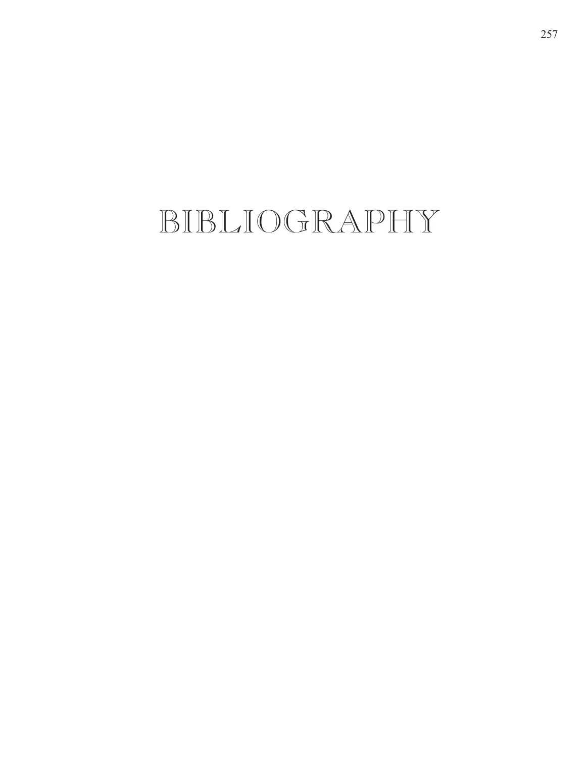# BIBLIOGRAPHY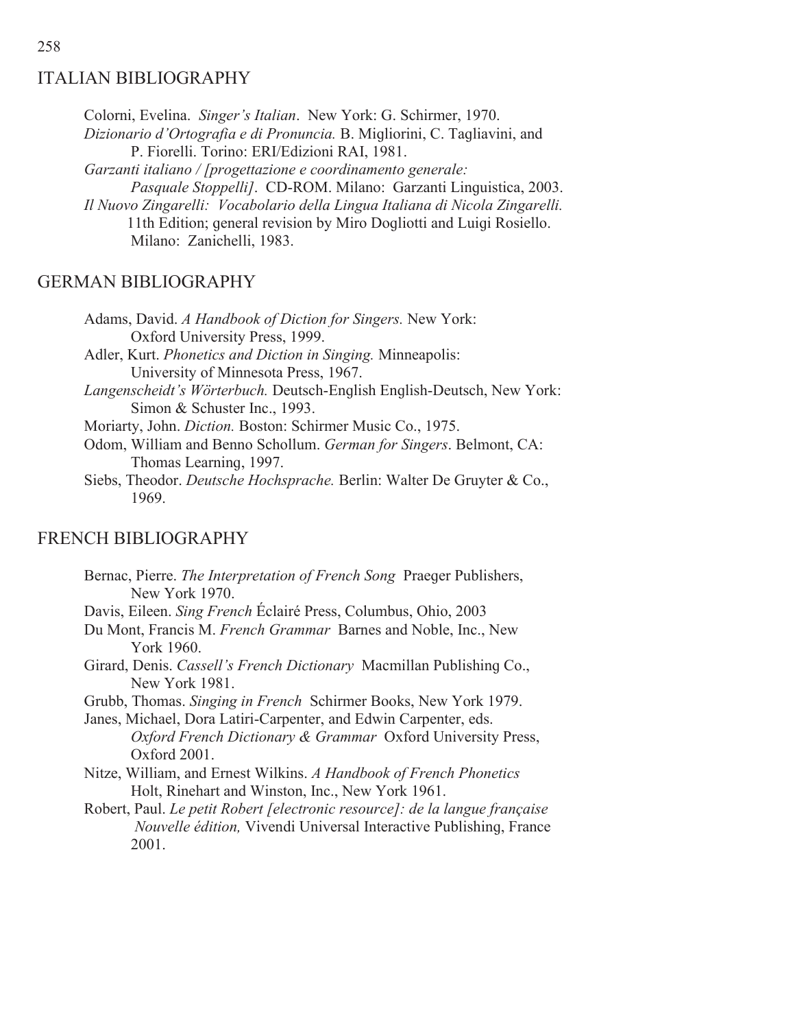## ITALIAN BIBLIOGRAPHY

Colorni, Evelina. *Singer's Italian*. New York: G. Schirmer, 1970.

*Dizionario d'Ortografia e di Pronuncia.* B. Migliorini, C. Tagliavini, and P. Fiorelli. Torino: ERI/Edizioni RAI, 1981.

*Garzanti italiano / [progettazione e coordinamento generale: Pasquale Stoppelli]*. CD-ROM. Milano: Garzanti Linguistica, 2003.

*Il Nuovo Zingarelli: Vocabolario della Lingua Italiana di Nicola Zingarelli.* 11th Edition; general revision by Miro Dogliotti and Luigi Rosiello. Milano: Zanichelli, 1983.

## GERMAN BIBLIOGRAPHY

Adams, David. *A Handbook of Diction for Singers.* New York: Oxford University Press, 1999.

Adler, Kurt. *Phonetics and Diction in Singing.* Minneapolis: University of Minnesota Press, 1967.

*Langenscheidt's Wörterbuch.* Deutsch-English English-Deutsch, New York: Simon & Schuster Inc., 1993.

Moriarty, John. *Diction.* Boston: Schirmer Music Co., 1975.

Odom, William and Benno Schollum. *German for Singers*. Belmont, CA: Thomas Learning, 1997.

Siebs, Theodor. *Deutsche Hochsprache.* Berlin: Walter De Gruyter & Co., 1969.

## FRENCH BIBLIOGRAPHY

Bernac, Pierre. *The Interpretation of French Song* Praeger Publishers, New York 1970.

Davis, Eileen. *Sing French* Éclairé Press, Columbus, Ohio, 2003

Du Mont, Francis M. *French Grammar* Barnes and Noble, Inc., New York 1960.

Girard, Denis. *Cassell's French Dictionary* Macmillan Publishing Co., New York 1981.

Grubb, Thomas. *Singing in French* Schirmer Books, New York 1979.

Janes, Michael, Dora Latiri-Carpenter, and Edwin Carpenter, eds. *Oxford French Dictionary & Grammar* Oxford University Press, Oxford 2001.

Nitze, William, and Ernest Wilkins. *A Handbook of French Phonetics* Holt, Rinehart and Winston, Inc., New York 1961.

Robert, Paul. *Le petit Robert [electronic resource]: de la langue française Nouvelle édition,* Vivendi Universal Interactive Publishing, France 2001.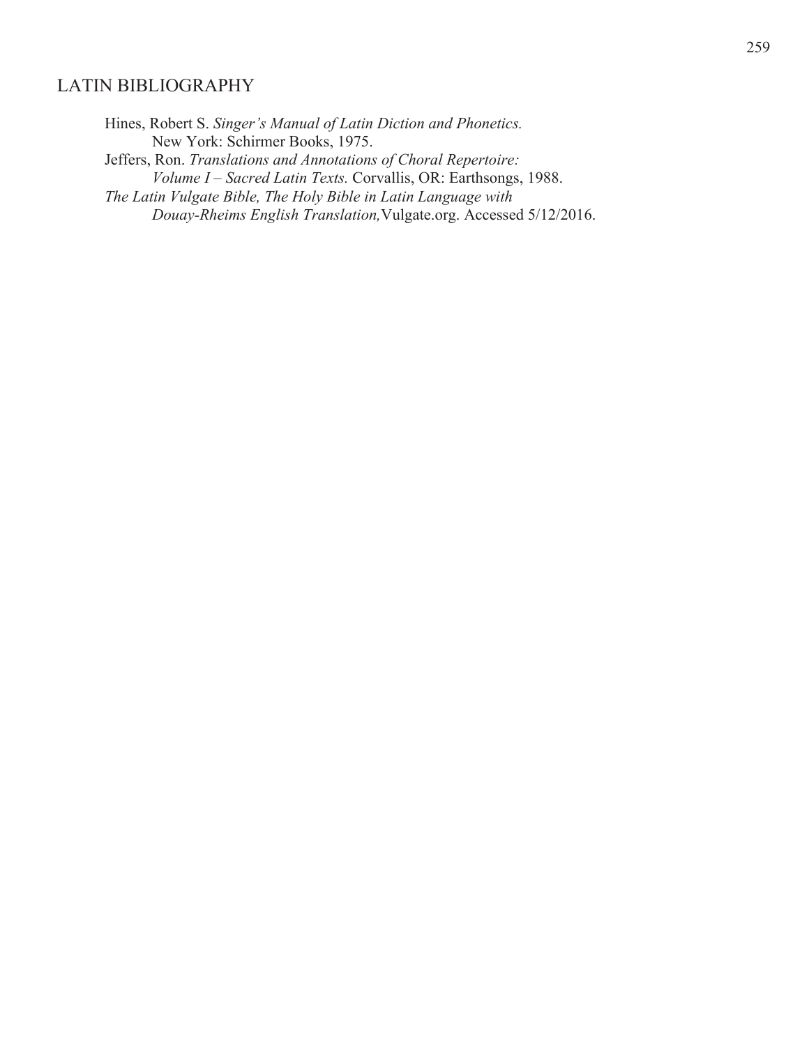## LATIN BIBLIOGRAPHY

Hines, Robert S. *Singer's Manual of Latin Diction and Phonetics.* New York: Schirmer Books, 1975.

Jeffers, Ron. *Translations and Annotations of Choral Repertoire: Volume I – Sacred Latin Texts.* Corvallis, OR: Earthsongs, 1988.

*The Latin Vulgate Bible, The Holy Bible in Latin Language with Douay-Rheims English Translation,* Vulgate.org. Accessed 5/12/2016.